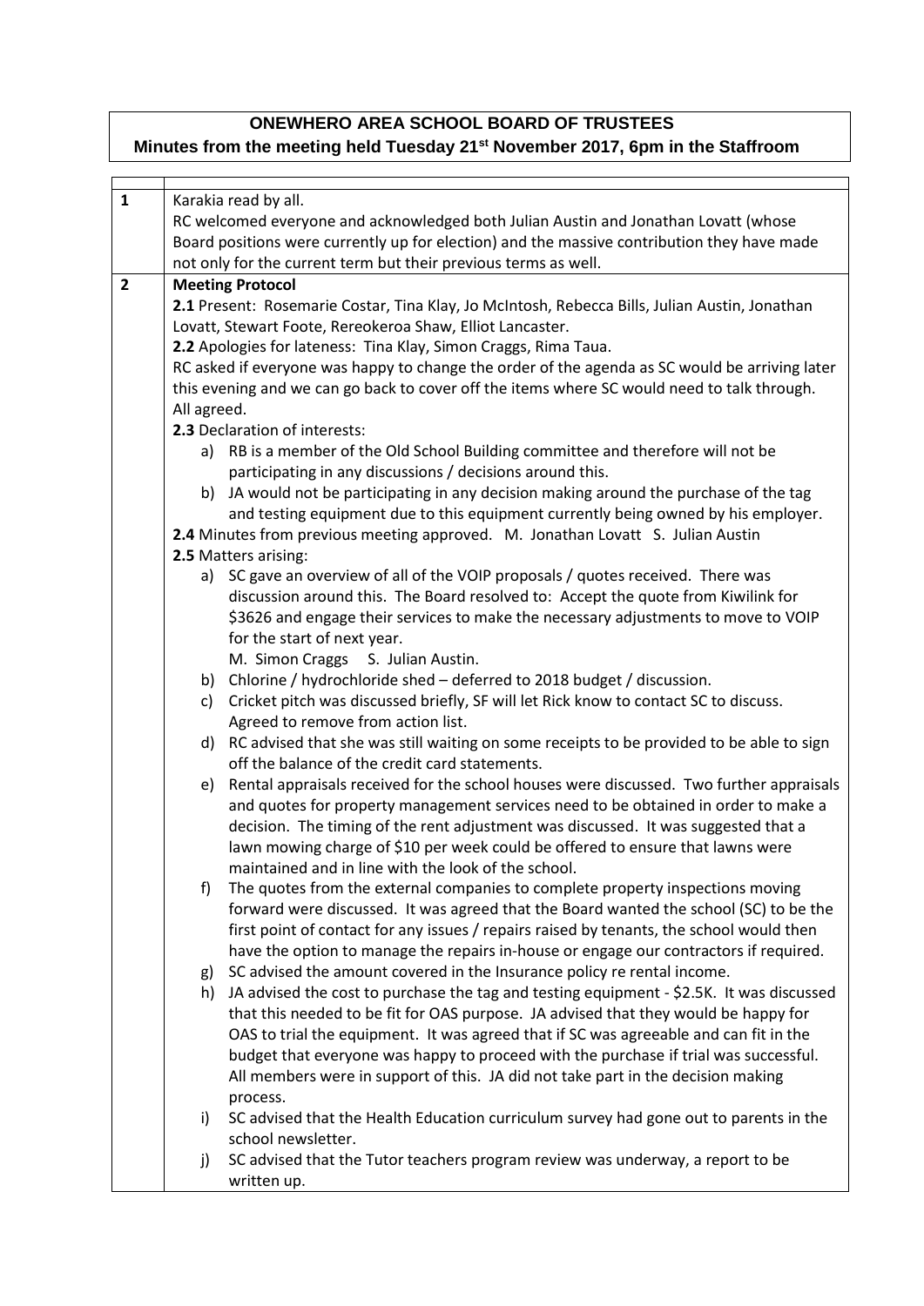**ONEWHERO AREA SCHOOL BOARD OF TRUSTEES**

**Minutes from the meeting held Tuesday 21st November 2017, 6pm in the Staffroom**

| | |
|---|---|
| **1** | Karakia read by all.<br>RC welcomed everyone and acknowledged both Julian Austin and Jonathan Lovatt (whose Board positions were currently up for election) and the massive contribution they have made not only for the current term but their previous terms as well. |
| **2** | **Meeting Protocol**<br>**2.1** Present: Rosemarie Costar, Tina Klay, Jo McIntosh, Rebecca Bills, Julian Austin, Jonathan Lovatt, Stewart Foote, Rereokeroa Shaw, Elliot Lancaster.<br>**2.2** Apologies for lateness: Tina Klay, Simon Craggs, Rima Taua.<br>RC asked if everyone was happy to change the order of the agenda as SC would be arriving later this evening and we can go back to cover off the items where SC would need to talk through. All agreed.<br>**2.3** Declaration of interests:<br>a) RB is a member of the Old School Building committee and therefore will not be participating in any discussions / decisions around this.<br>b) JA would not be participating in any decision making around the purchase of the tag and testing equipment due to this equipment currently being owned by his employer.<br>**2.4** Minutes from previous meeting approved. M. Jonathan Lovatt S. Julian Austin<br>**2.5** Matters arising:<br>a) SC gave an overview of all of the VOIP proposals / quotes received. There was discussion around this. The Board resolved to: Accept the quote from Kiwilink for $3626 and engage their services to make the necessary adjustments to move to VOIP for the start of next year.<br>M. Simon Craggs S. Julian Austin.<br>b) Chlorine / hydrochloride shed – deferred to 2018 budget / discussion.<br>c) Cricket pitch was discussed briefly, SF will let Rick know to contact SC to discuss. Agreed to remove from action list.<br>d) RC advised that she was still waiting on some receipts to be provided to be able to sign off the balance of the credit card statements.<br>e) Rental appraisals received for the school houses were discussed. Two further appraisals and quotes for property management services need to be obtained in order to make a decision. The timing of the rent adjustment was discussed. It was suggested that a lawn mowing charge of $10 per week could be offered to ensure that lawns were maintained and in line with the look of the school.<br>f) The quotes from the external companies to complete property inspections moving forward were discussed. It was agreed that the Board wanted the school (SC) to be the first point of contact for any issues / repairs raised by tenants, the school would then have the option to manage the repairs in-house or engage our contractors if required.<br>g) SC advised the amount covered in the Insurance policy re rental income.<br>h) JA advised the cost to purchase the tag and testing equipment - $2.5K. It was discussed that this needed to be fit for OAS purpose. JA advised that they would be happy for OAS to trial the equipment. It was agreed that if SC was agreeable and can fit in the budget that everyone was happy to proceed with the purchase if trial was successful. All members were in support of this. JA did not take part in the decision making process.<br>i) SC advised that the Health Education curriculum survey had gone out to parents in the school newsletter.<br>j) SC advised that the Tutor teachers program review was underway, a report to be written up. |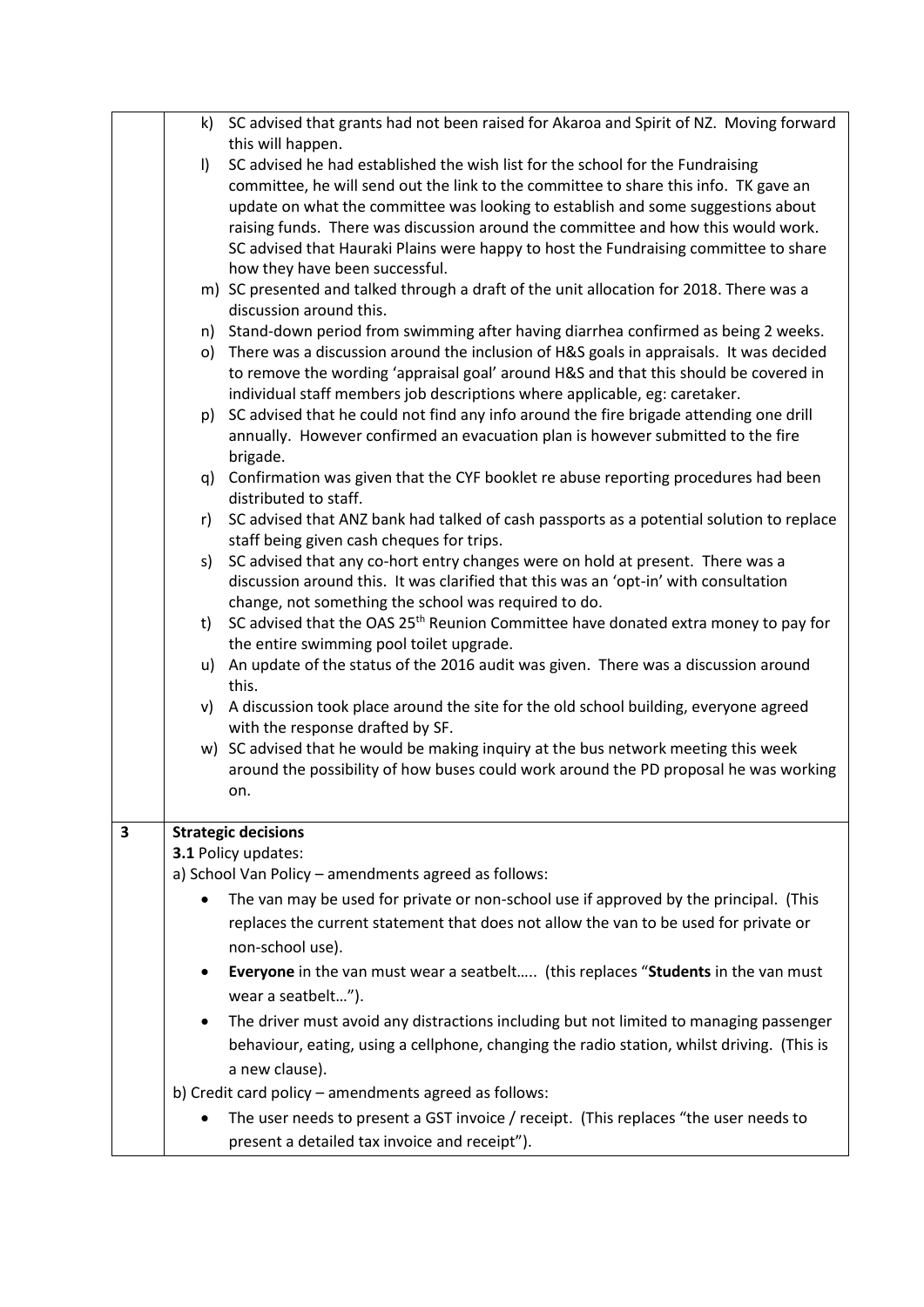k) SC advised that grants had not been raised for Akaroa and Spirit of NZ. Moving forward this will happen.

l) SC advised he had established the wish list for the school for the Fundraising committee, he will send out the link to the committee to share this info. TK gave an update on what the committee was looking to establish and some suggestions about raising funds. There was discussion around the committee and how this would work. SC advised that Hauraki Plains were happy to host the Fundraising committee to share how they have been successful.

m) SC presented and talked through a draft of the unit allocation for 2018. There was a discussion around this.

n) Stand-down period from swimming after having diarrhea confirmed as being 2 weeks.

o) There was a discussion around the inclusion of H&S goals in appraisals. It was decided to remove the wording 'appraisal goal' around H&S and that this should be covered in individual staff members job descriptions where applicable, eg: caretaker.

p) SC advised that he could not find any info around the fire brigade attending one drill annually. However confirmed an evacuation plan is however submitted to the fire brigade.

q) Confirmation was given that the CYF booklet re abuse reporting procedures had been distributed to staff.

r) SC advised that ANZ bank had talked of cash passports as a potential solution to replace staff being given cash cheques for trips.

s) SC advised that any co-hort entry changes were on hold at present. There was a discussion around this. It was clarified that this was an 'opt-in' with consultation change, not something the school was required to do.

t) SC advised that the OAS 25th Reunion Committee have donated extra money to pay for the entire swimming pool toilet upgrade.

u) An update of the status of the 2016 audit was given. There was a discussion around this.

v) A discussion took place around the site for the old school building, everyone agreed with the response drafted by SF.

w) SC advised that he would be making inquiry at the bus network meeting this week around the possibility of how buses could work around the PD proposal he was working on.

**3 Strategic decisions**

**3.1** Policy updates:

a) School Van Policy – amendments agreed as follows:

- The van may be used for private or non-school use if approved by the principal. (This replaces the current statement that does not allow the van to be used for private or non-school use).
- **Everyone** in the van must wear a seatbelt….. (this replaces "**Students** in the van must wear a seatbelt…").
- The driver must avoid any distractions including but not limited to managing passenger behaviour, eating, using a cellphone, changing the radio station, whilst driving. (This is a new clause).

b) Credit card policy – amendments agreed as follows:

- The user needs to present a GST invoice / receipt. (This replaces "the user needs to present a detailed tax invoice and receipt").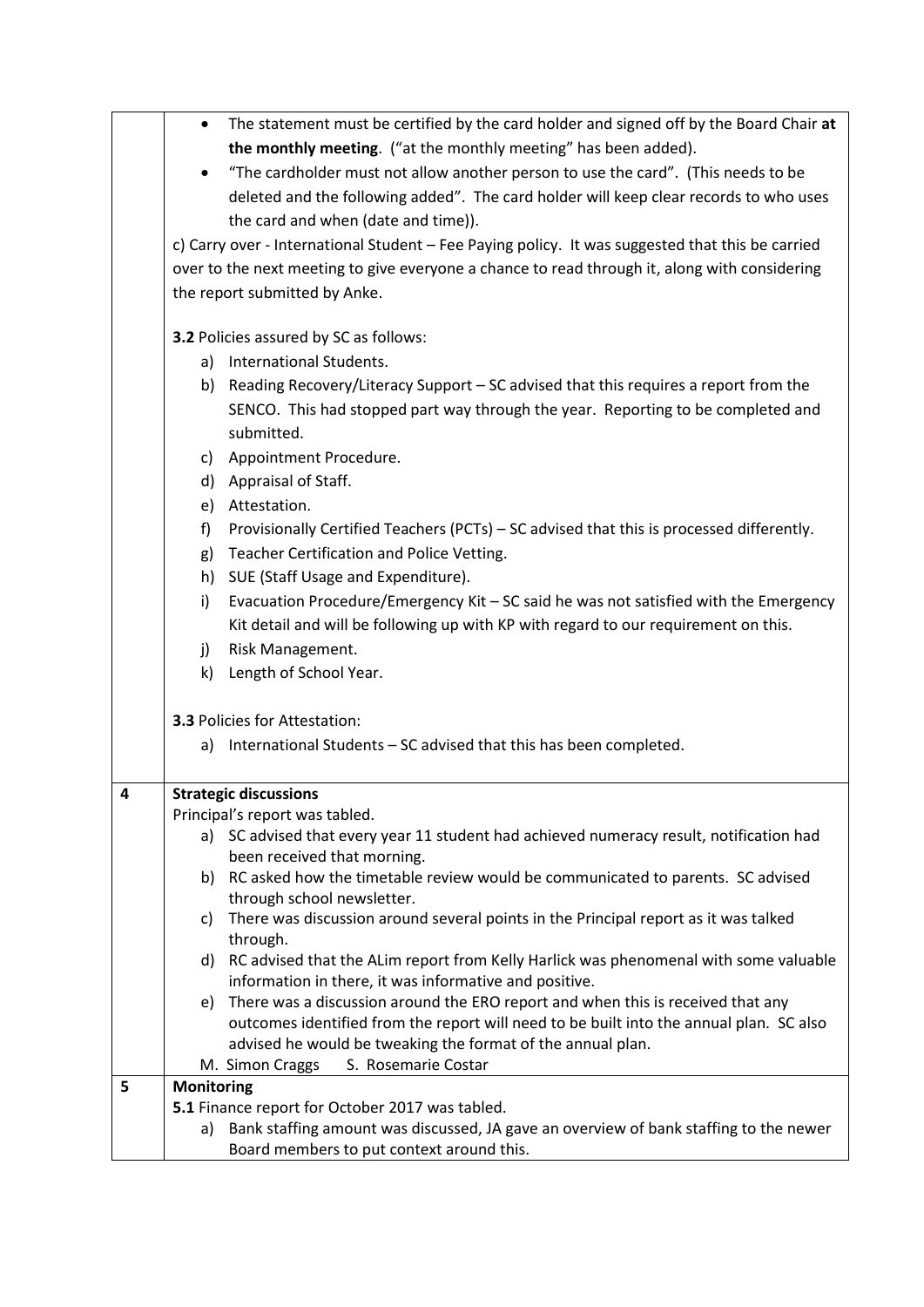| | |
|---|---|
| | • The statement must be certified by the card holder and signed off by the Board Chair **at the monthly meeting**. ("at the monthly meeting" has been added).<br>• "The cardholder must not allow another person to use the card". (This needs to be deleted and the following added". The card holder will keep clear records to who uses the card and when (date and time)).<br><br>c) Carry over - International Student – Fee Paying policy. It was suggested that this be carried over to the next meeting to give everyone a chance to read through it, along with considering the report submitted by Anke.<br><br>**3.2** Policies assured by SC as follows:<br>a) International Students.<br>b) Reading Recovery/Literacy Support – SC advised that this requires a report from the SENCO. This had stopped part way through the year. Reporting to be completed and submitted.<br>c) Appointment Procedure.<br>d) Appraisal of Staff.<br>e) Attestation.<br>f) Provisionally Certified Teachers (PCTs) – SC advised that this is processed differently.<br>g) Teacher Certification and Police Vetting.<br>h) SUE (Staff Usage and Expenditure).<br>i) Evacuation Procedure/Emergency Kit – SC said he was not satisfied with the Emergency Kit detail and will be following up with KP with regard to our requirement on this.<br>j) Risk Management.<br>k) Length of School Year.<br><br>**3.3** Policies for Attestation:<br>a) International Students – SC advised that this has been completed. |
| **4** | **Strategic discussions**<br>Principal's report was tabled.<br>a) SC advised that every year 11 student had achieved numeracy result, notification had been received that morning.<br>b) RC asked how the timetable review would be communicated to parents. SC advised through school newsletter.<br>c) There was discussion around several points in the Principal report as it was talked through.<br>d) RC advised that the ALim report from Kelly Harlick was phenomenal with some valuable information in there, it was informative and positive.<br>e) There was a discussion around the ERO report and when this is received that any outcomes identified from the report will need to be built into the annual plan. SC also advised he would be tweaking the format of the annual plan.<br>M. Simon Craggs S. Rosemarie Costar |
| **5** | **Monitoring**<br>**5.1** Finance report for October 2017 was tabled.<br>a) Bank staffing amount was discussed, JA gave an overview of bank staffing to the newer Board members to put context around this. |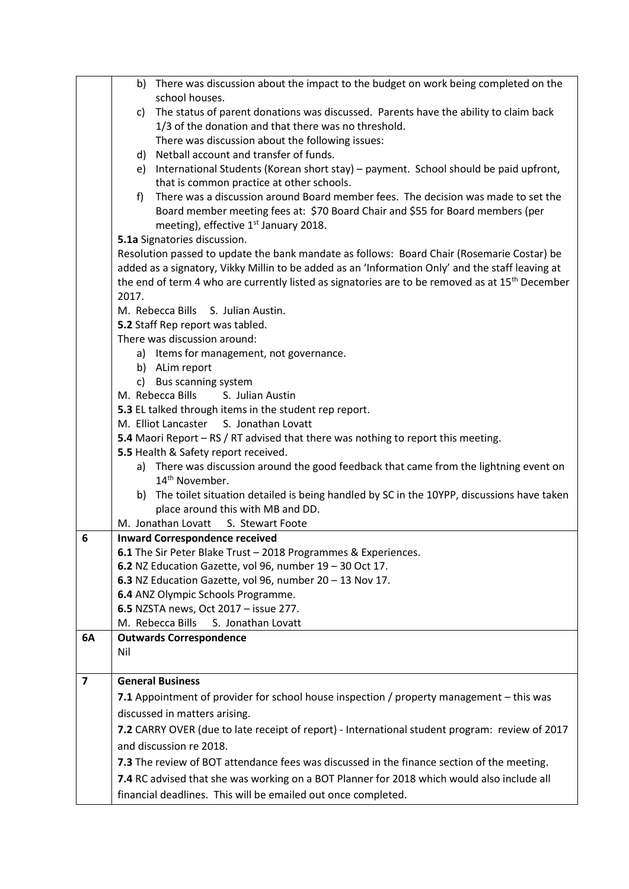| | |
|---|---|
| | b) There was discussion about the impact to the budget on work being completed on the school houses.<br>c) The status of parent donations was discussed. Parents have the ability to claim back 1/3 of the donation and that there was no threshold.<br>There was discussion about the following issues:<br>d) Netball account and transfer of funds.<br>e) International Students (Korean short stay) – payment. School should be paid upfront, that is common practice at other schools.<br>f) There was a discussion around Board member fees. The decision was made to set the Board member meeting fees at: \$70 Board Chair and \$55 for Board members (per meeting), effective 1st January 2018.<br>**5.1a** Signatories discussion.<br>Resolution passed to update the bank mandate as follows: Board Chair (Rosemarie Costar) be added as a signatory, Vikky Millin to be added as an 'Information Only' and the staff leaving at the end of term 4 who are currently listed as signatories are to be removed as at 15th December 2017.<br>M. Rebecca Bills S. Julian Austin.<br>**5.2** Staff Rep report was tabled.<br>There was discussion around:<br>a) Items for management, not governance.<br>b) ALim report<br>c) Bus scanning system<br>M. Rebecca Bills S. Julian Austin<br>**5.3** EL talked through items in the student rep report.<br>M. Elliot Lancaster S. Jonathan Lovatt<br>**5.4** Maori Report – RS / RT advised that there was nothing to report this meeting.<br>**5.5** Health & Safety report received.<br>a) There was discussion around the good feedback that came from the lightning event on 14th November.<br>b) The toilet situation detailed is being handled by SC in the 10YPP, discussions have taken place around this with MB and DD.<br>M. Jonathan Lovatt S. Stewart Foote |
| **6** | **Inward Correspondence received**<br>**6.1** The Sir Peter Blake Trust – 2018 Programmes & Experiences.<br>**6.2** NZ Education Gazette, vol 96, number 19 – 30 Oct 17.<br>**6.3** NZ Education Gazette, vol 96, number 20 – 13 Nov 17.<br>**6.4** ANZ Olympic Schools Programme.<br>**6.5** NZSTA news, Oct 2017 – issue 277.<br>M. Rebecca Bills S. Jonathan Lovatt |
| **6A** | **Outwards Correspondence**<br>Nil |
| **7** | **General Business**<br>**7.1** Appointment of provider for school house inspection / property management – this was discussed in matters arising.<br>**7.2** CARRY OVER (due to late receipt of report) - International student program: review of 2017 and discussion re 2018.<br>**7.3** The review of BOT attendance fees was discussed in the finance section of the meeting.<br>**7.4** RC advised that she was working on a BOT Planner for 2018 which would also include all financial deadlines. This will be emailed out once completed. |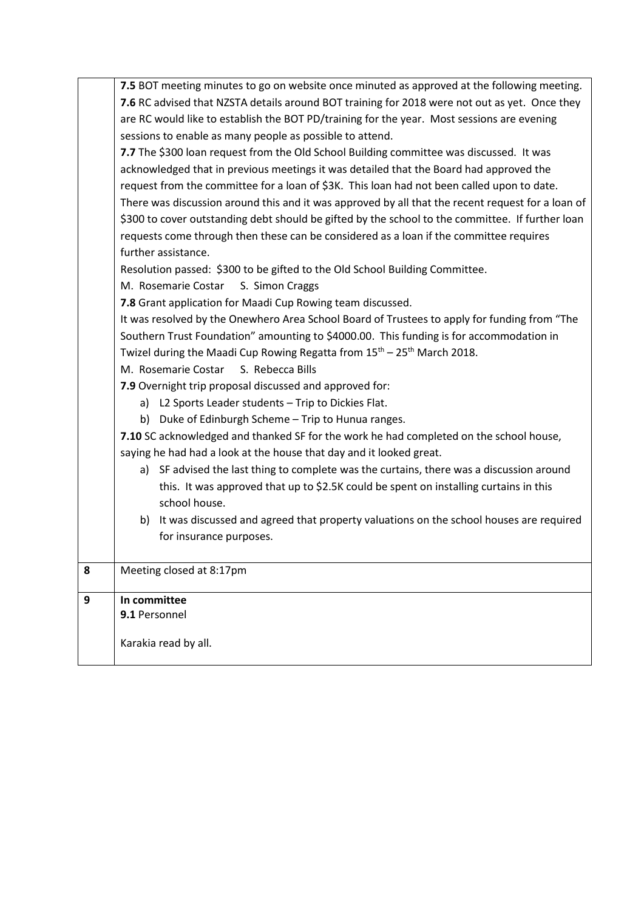| | |
|---|---|
| | **7.5** BOT meeting minutes to go on website once minuted as approved at the following meeting.<br>**7.6** RC advised that NZSTA details around BOT training for 2018 were not out as yet. Once they are RC would like to establish the BOT PD/training for the year. Most sessions are evening sessions to enable as many people as possible to attend.<br>**7.7** The $300 loan request from the Old School Building committee was discussed. It was acknowledged that in previous meetings it was detailed that the Board had approved the request from the committee for a loan of $3K. This loan had not been called upon to date. There was discussion around this and it was approved by all that the recent request for a loan of $300 to cover outstanding debt should be gifted by the school to the committee. If further loan requests come through then these can be considered as a loan if the committee requires further assistance.<br>Resolution passed: $300 to be gifted to the Old School Building Committee.<br>M. Rosemarie Costar S. Simon Craggs<br>**7.8** Grant application for Maadi Cup Rowing team discussed.<br>It was resolved by the Onewhero Area School Board of Trustees to apply for funding from "The Southern Trust Foundation" amounting to $4000.00. This funding is for accommodation in Twizel during the Maadi Cup Rowing Regatta from 15th – 25th March 2018.<br>M. Rosemarie Costar S. Rebecca Bills<br>**7.9** Overnight trip proposal discussed and approved for:<br>a) L2 Sports Leader students – Trip to Dickies Flat.<br>b) Duke of Edinburgh Scheme – Trip to Hunua ranges.<br>**7.10** SC acknowledged and thanked SF for the work he had completed on the school house, saying he had had a look at the house that day and it looked great.<br>a) SF advised the last thing to complete was the curtains, there was a discussion around this. It was approved that up to $2.5K could be spent on installing curtains in this school house.<br>b) It was discussed and agreed that property valuations on the school houses are required for insurance purposes. |
| **8** | Meeting closed at 8:17pm |
| **9** | **In committee**<br>**9.1** Personnel<br><br>Karakia read by all. |